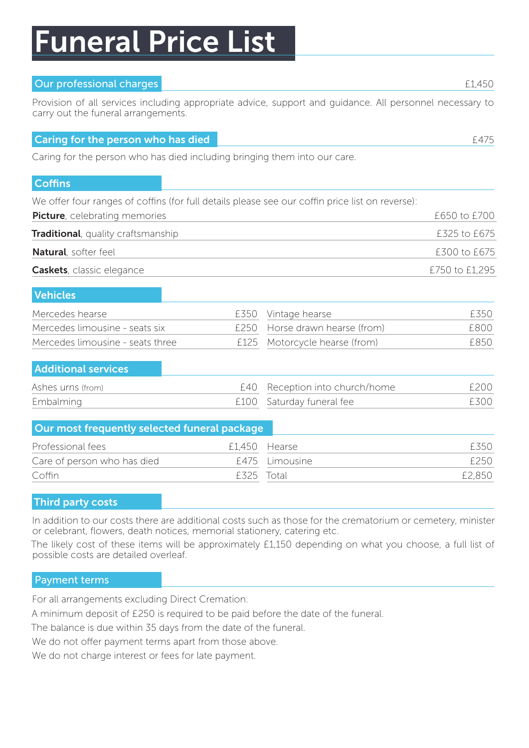# Funeral Price List

## Our professional charges — £1,450

Provision of all services including appropriate advice, support and guidance. All personnel necessary to carry out the funeral arrangements.

## Caring for the person who has died — £475

Caring for the person who has died including bringing them into our care.

## Coffins

We offer four ranges of coffins (for full details please see our coffin price list on reverse):

| Range | Price |
|---|---|
| **Picture**, celebrating memories | £650 to £700 |
| **Traditional**, quality craftsmanship | £325 to £675 |
| **Natural**, softer feel | £300 to £675 |
| **Caskets**, classic elegance | £750 to £1,295 |

## Vehicles

| Vehicle | Price | Vehicle | Price |
|---|---|---|---|
| Mercedes hearse | £350 | Vintage hearse | £350 |
| Mercedes limousine - seats six | £250 | Horse drawn hearse (from) | £800 |
| Mercedes limousine - seats three | £125 | Motorcycle hearse (from) | £850 |

## Additional services

| Service | Price | Service | Price |
|---|---|---|---|
| Ashes urns (from) | £40 | Reception into church/home | £200 |
| Embalming | £100 | Saturday funeral fee | £300 |

## Our most frequently selected funeral package

| Item | Price | Item | Price |
|---|---|---|---|
| Professional fees | £1,450 | Hearse | £350 |
| Care of person who has died | £475 | Limousine | £250 |
| Coffin | £325 | Total | £2,850 |

## Third party costs

In addition to our costs there are additional costs such as those for the crematorium or cemetery, minister or celebrant, flowers, death notices, memorial stationery, catering etc.

The likely cost of these items will be approximately £1,150 depending on what you choose, a full list of possible costs are detailed overleaf.

## Payment terms

For all arrangements excluding Direct Cremation.

A minimum deposit of £250 is required to be paid before the date of the funeral.

The balance is due within 35 days from the date of the funeral.

We do not offer payment terms apart from those above.

We do not charge interest or fees for late payment.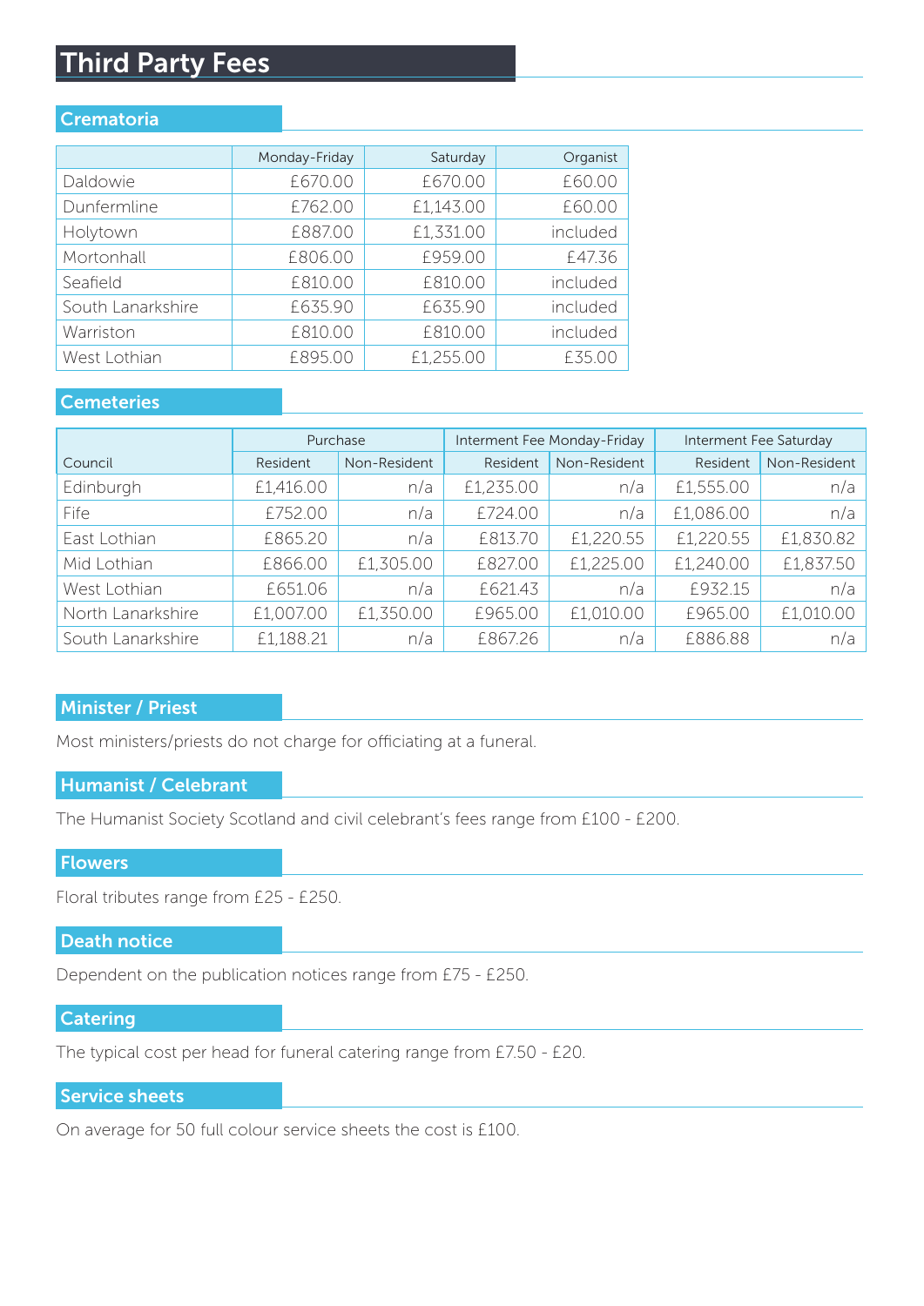# Third Party Fees

## Crematoria

| | Monday-Friday | Saturday | Organist |
|---|---|---|---|
| Daldowie | £670.00 | £670.00 | £60.00 |
| Dunfermline | £762.00 | £1,143.00 | £60.00 |
| Holytown | £887.00 | £1,331.00 | included |
| Mortonhall | £806.00 | £959.00 | £47.36 |
| Seafield | £810.00 | £810.00 | included |
| South Lanarkshire | £635.90 | £635.90 | included |
| Warriston | £810.00 | £810.00 | included |
| West Lothian | £895.00 | £1,255.00 | £35.00 |

## Cemeteries

| | Purchase | | Interment Fee Monday-Friday | | Interment Fee Saturday | |
|---|---|---|---|---|---|---|
| Council | Resident | Non-Resident | Resident | Non-Resident | Resident | Non-Resident |
| Edinburgh | £1,416.00 | n/a | £1,235.00 | n/a | £1,555.00 | n/a |
| Fife | £752.00 | n/a | £724.00 | n/a | £1,086.00 | n/a |
| East Lothian | £865.20 | n/a | £813.70 | £1,220.55 | £1,220.55 | £1,830.82 |
| Mid Lothian | £866.00 | £1,305.00 | £827.00 | £1,225.00 | £1,240.00 | £1,837.50 |
| West Lothian | £651.06 | n/a | £621.43 | n/a | £932.15 | n/a |
| North Lanarkshire | £1,007.00 | £1,350.00 | £965.00 | £1,010.00 | £965.00 | £1,010.00 |
| South Lanarkshire | £1,188.21 | n/a | £867.26 | n/a | £886.88 | n/a |

## Minister / Priest

Most ministers/priests do not charge for officiating at a funeral.

## Humanist / Celebrant

The Humanist Society Scotland and civil celebrant's fees range from £100 - £200.

## Flowers

Floral tributes range from £25 - £250.

## Death notice

Dependent on the publication notices range from £75 - £250.

## Catering

The typical cost per head for funeral catering range from £7.50 - £20.

## Service sheets

On average for 50 full colour service sheets the cost is £100.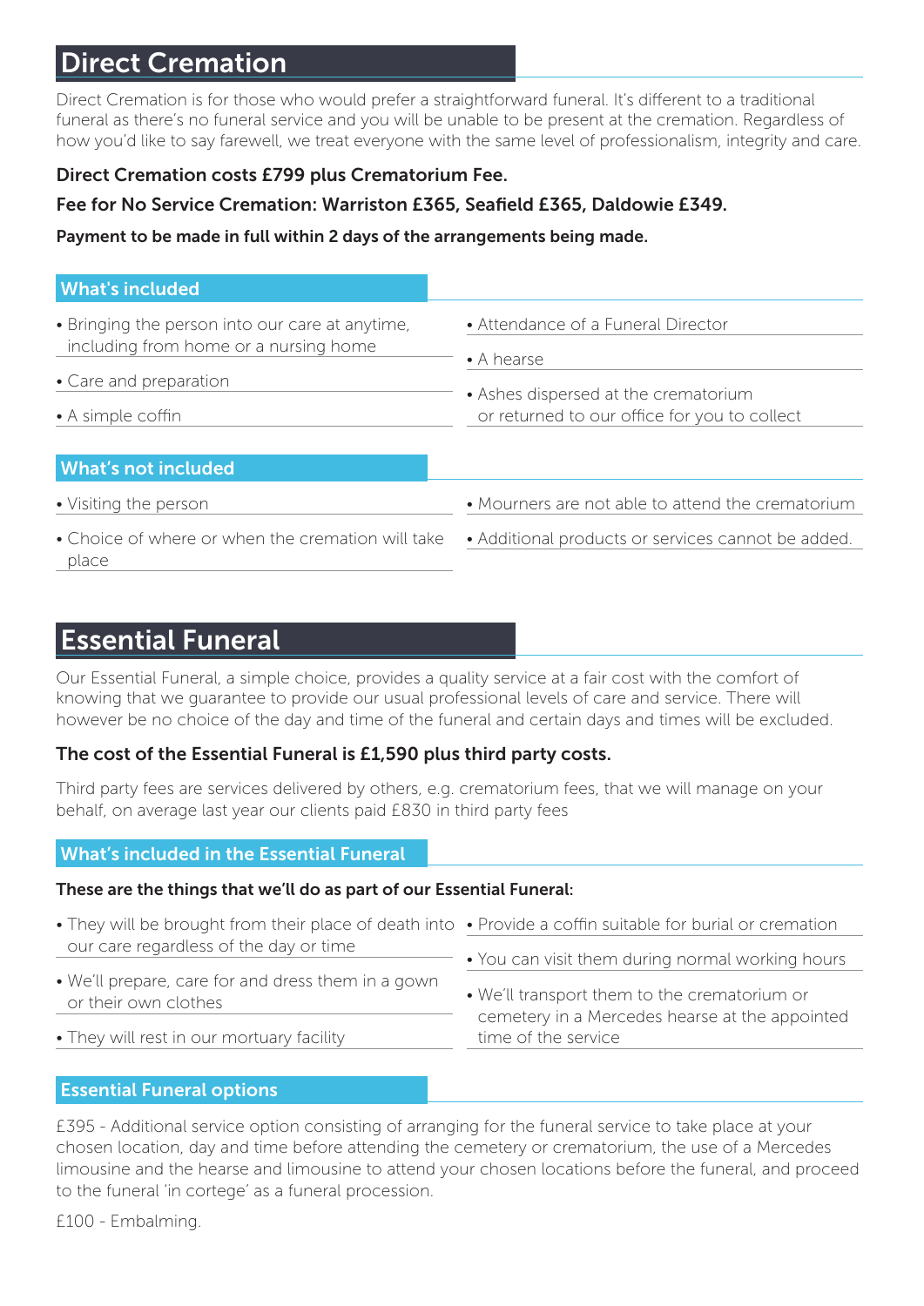# Direct Cremation

Direct Cremation is for those who would prefer a straightforward funeral. It's different to a traditional funeral as there's no funeral service and you will be unable to be present at the cremation. Regardless of how you'd like to say farewell, we treat everyone with the same level of professionalism, integrity and care.

**Direct Cremation costs £799 plus Crematorium Fee.**

**Fee for No Service Cremation: Warriston £365, Seafield £365, Daldowie £349.**

**Payment to be made in full within 2 days of the arrangements being made.**

## What's included

- Bringing the person into our care at anytime, including from home or a nursing home
- Care and preparation
- A simple coffin
- Attendance of a Funeral Director
- A hearse
- Ashes dispersed at the crematorium or returned to our office for you to collect

## What's not included

- Visiting the person
- Choice of where or when the cremation will take place
- Mourners are not able to attend the crematorium
- Additional products or services cannot be added.

# Essential Funeral

Our Essential Funeral, a simple choice, provides a quality service at a fair cost with the comfort of knowing that we guarantee to provide our usual professional levels of care and service. There will however be no choice of the day and time of the funeral and certain days and times will be excluded.

**The cost of the Essential Funeral is £1,590 plus third party costs.**

Third party fees are services delivered by others, e.g. crematorium fees, that we will manage on your behalf, on average last year our clients paid £830 in third party fees

## What's included in the Essential Funeral

**These are the things that we'll do as part of our Essential Funeral:**

- They will be brought from their place of death into our care regardless of the day or time
- We'll prepare, care for and dress them in a gown or their own clothes
- They will rest in our mortuary facility
- Provide a coffin suitable for burial or cremation
- You can visit them during normal working hours
- We'll transport them to the crematorium or cemetery in a Mercedes hearse at the appointed time of the service

## Essential Funeral options

£395 - Additional service option consisting of arranging for the funeral service to take place at your chosen location, day and time before attending the cemetery or crematorium, the use of a Mercedes limousine and the hearse and limousine to attend your chosen locations before the funeral, and proceed to the funeral 'in cortege' as a funeral procession.

£100 - Embalming.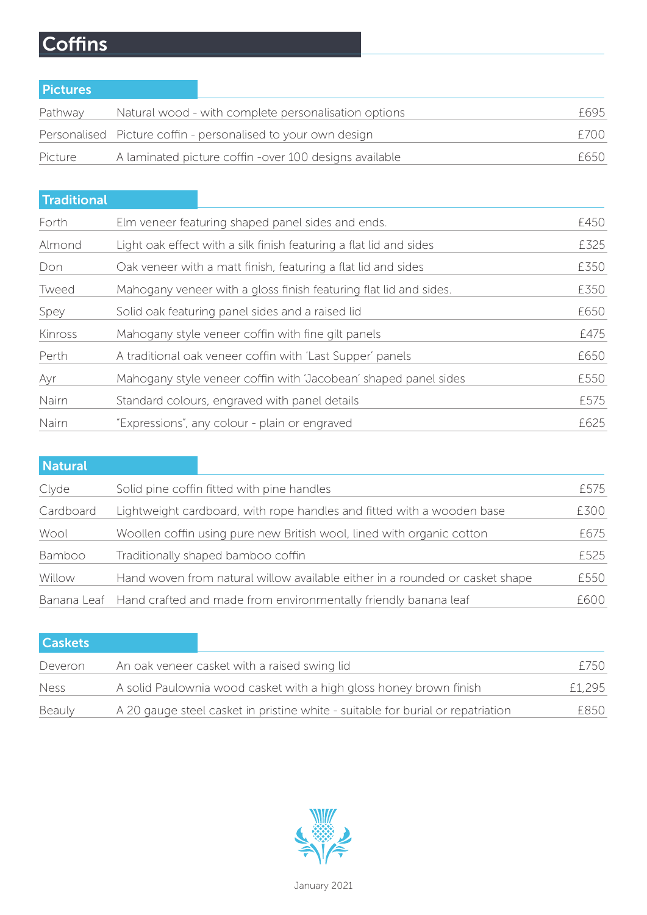# Coffins

## Pictures

| | | |
|---|---|---|
| Pathway | Natural wood - with complete personalisation options | £695 |
| Personalised | Picture coffin - personalised to your own design | £700 |
| Picture | A laminated picture coffin -over 100 designs available | £650 |

## Traditional

| | | |
|---|---|---|
| Forth | Elm veneer featuring shaped panel sides and ends. | £450 |
| Almond | Light oak effect with a silk finish featuring a flat lid and sides | £325 |
| Don | Oak veneer with a matt finish, featuring a flat lid and sides | £350 |
| Tweed | Mahogany veneer with a gloss finish featuring flat lid and sides. | £350 |
| Spey | Solid oak featuring panel sides and a raised lid | £650 |
| Kinross | Mahogany style veneer coffin with fine gilt panels | £475 |
| Perth | A traditional oak veneer coffin with 'Last Supper' panels | £650 |
| Ayr | Mahogany style veneer coffin with 'Jacobean' shaped panel sides | £550 |
| Nairn | Standard colours, engraved with panel details | £575 |
| Nairn | "Expressions", any colour - plain or engraved | £625 |

## Natural

| | | |
|---|---|---|
| Clyde | Solid pine coffin fitted with pine handles | £575 |
| Cardboard | Lightweight cardboard, with rope handles and fitted with a wooden base | £300 |
| Wool | Woollen coffin using pure new British wool, lined with organic cotton | £675 |
| Bamboo | Traditionally shaped bamboo coffin | £525 |
| Willow | Hand woven from natural willow available either in a rounded or casket shape | £550 |
| Banana Leaf | Hand crafted and made from environmentally friendly banana leaf | £600 |

## Caskets

| | | |
|---|---|---|
| Deveron | An oak veneer casket with a raised swing lid | £750 |
| Ness | A solid Paulownia wood casket with a high gloss honey brown finish | £1,295 |
| Beauly | A 20 gauge steel casket in pristine white - suitable for burial or repatriation | £850 |

January 2021